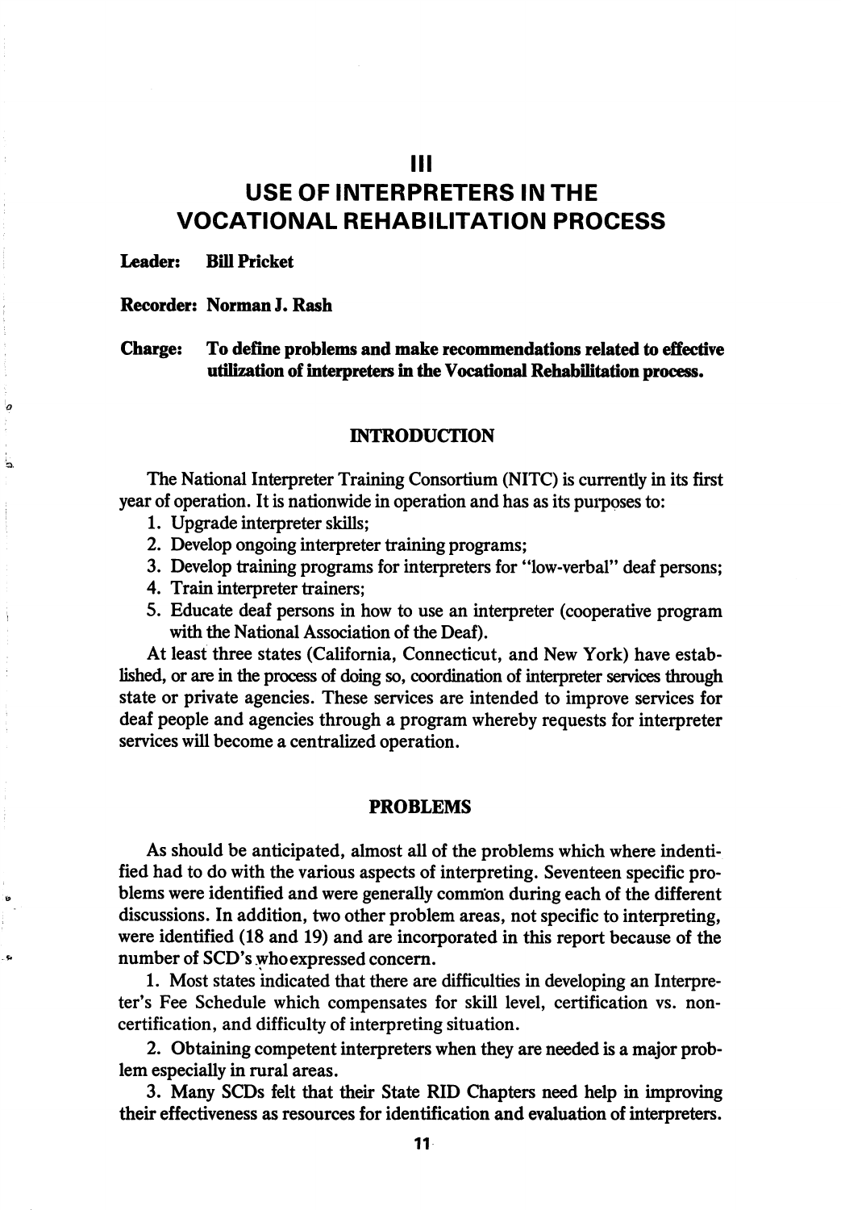# III
# USE OF INTERPRETERS IN THE VOCATIONAL REHABILITATION PROCESS

**Leader: Bill Pricket**

**Recorder: Norman J. Rash**

**Charge: To define problems and make recommendations related to effective utilization of interpreters in the Vocational Rehabilitation process.**

## INTRODUCTION

The National Interpreter Training Consortium (NITC) is currently in its first year of operation. It is nationwide in operation and has as its purposes to:

1. Upgrade interpreter skills;
2. Develop ongoing interpreter training programs;
3. Develop training programs for interpreters for "low-verbal" deaf persons;
4. Train interpreter trainers;
5. Educate deaf persons in how to use an interpreter (cooperative program with the National Association of the Deaf).

At least three states (California, Connecticut, and New York) have established, or are in the process of doing so, coordination of interpreter services through state or private agencies. These services are intended to improve services for deaf people and agencies through a program whereby requests for interpreter services will become a centralized operation.

## PROBLEMS

As should be anticipated, almost all of the problems which where indentified had to do with the various aspects of interpreting. Seventeen specific problems were identified and were generally common during each of the different discussions. In addition, two other problem areas, not specific to interpreting, were identified (18 and 19) and are incorporated in this report because of the number of SCD's who expressed concern.

1. Most states indicated that there are difficulties in developing an Interpreter's Fee Schedule which compensates for skill level, certification vs. non-certification, and difficulty of interpreting situation.

2. Obtaining competent interpreters when they are needed is a major problem especially in rural areas.

3. Many SCDs felt that their State RID Chapters need help in improving their effectiveness as resources for identification and evaluation of interpreters.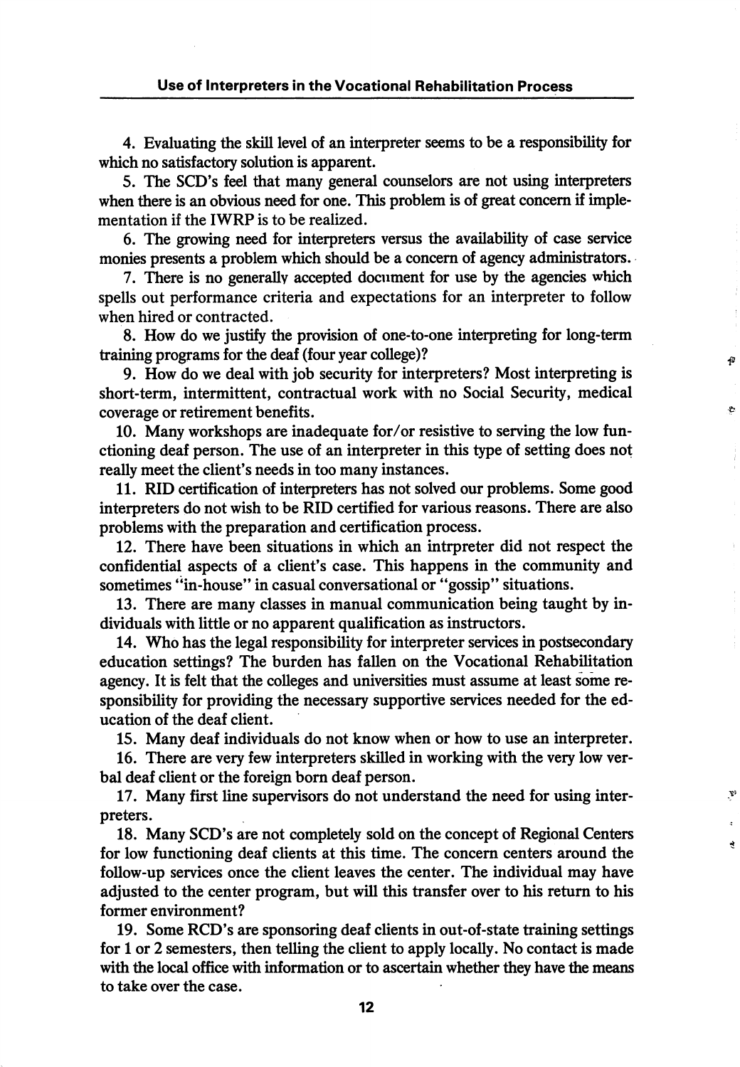4. Evaluating the skill level of an interpreter seems to be a responsibility for which no satisfactory solution is apparent.

5. The SCD's feel that many general counselors are not using interpreters when there is an obvious need for one. This problem is of great concern if implementation if the IWRP is to be realized.

6. The growing need for interpreters versus the availability of case service monies presents a problem which should be a concern of agency administrators.

7. There is no generally accepted document for use by the agencies which spells out performance criteria and expectations for an interpreter to follow when hired or contracted.

8. How do we justify the provision of one-to-one interpreting for long-term training programs for the deaf (four year college)?

9. How do we deal with job security for interpreters? Most interpreting is short-term, intermittent, contractual work with no Social Security, medical coverage or retirement benefits.

10. Many workshops are inadequate for/or resistive to serving the low functioning deaf person. The use of an interpreter in this type of setting does not really meet the client's needs in too many instances.

11. RID certification of interpreters has not solved our problems. Some good interpreters do not wish to be RID certified for various reasons. There are also problems with the preparation and certification process.

12. There have been situations in which an intrpreter did not respect the confidential aspects of a client's case. This happens in the community and sometimes "in-house" in casual conversational or "gossip" situations.

13. There are many classes in manual communication being taught by individuals with little or no apparent qualification as instructors.

14. Who has the legal responsibility for interpreter services in postsecondary education settings? The burden has fallen on the Vocational Rehabilitation agency. It is felt that the colleges and universities must assume at least some responsibility for providing the necessary supportive services needed for the education of the deaf client.

15. Many deaf individuals do not know when or how to use an interpreter.

16. There are very few interpreters skilled in working with the very low verbal deaf client or the foreign born deaf person.

17. Many first line supervisors do not understand the need for using interpreters.

18. Many SCD's are not completely sold on the concept of Regional Centers for low functioning deaf clients at this time. The concern centers around the follow-up services once the client leaves the center. The individual may have adjusted to the center program, but will this transfer over to his return to his former environment?

19. Some RCD's are sponsoring deaf clients in out-of-state training settings for 1 or 2 semesters, then telling the client to apply locally. No contact is made with the local office with information or to ascertain whether they have the means to take over the case.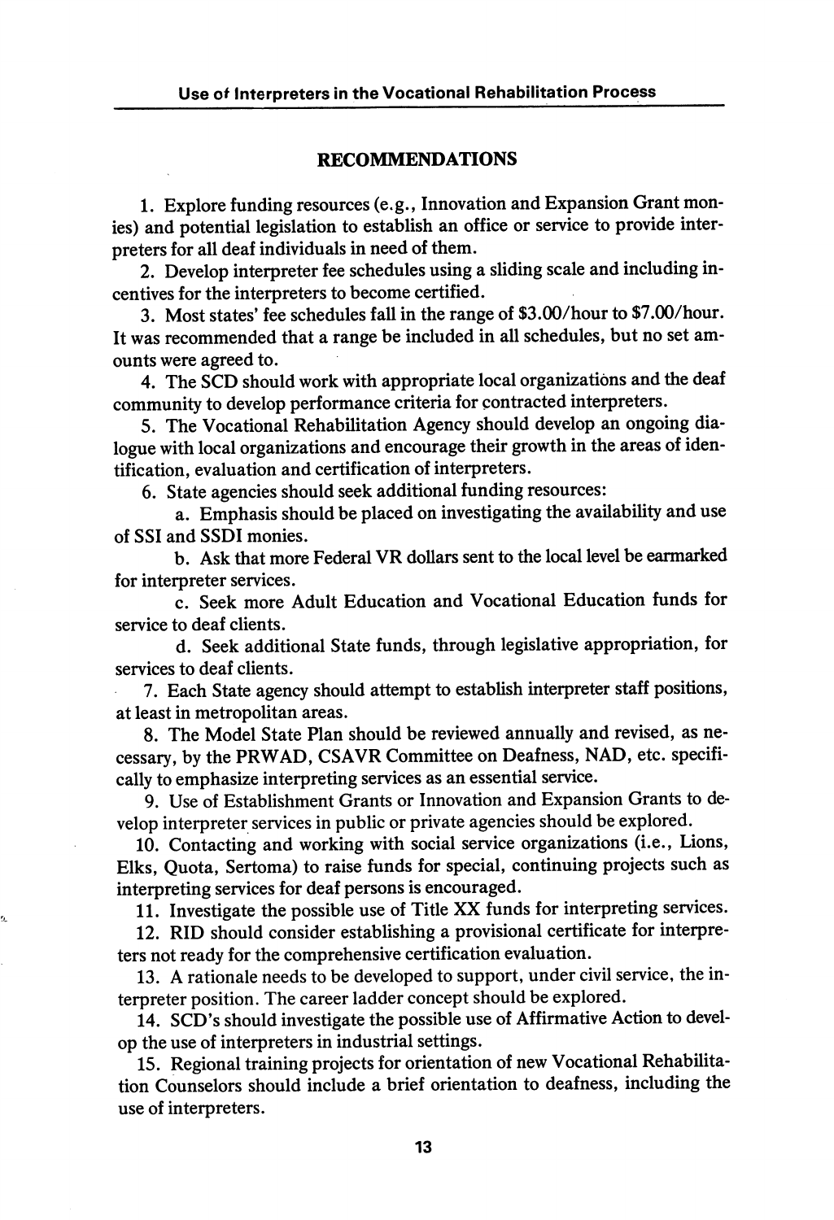## RECOMMENDATIONS

1. Explore funding resources (e.g., Innovation and Expansion Grant monies) and potential legislation to establish an office or service to provide interpreters for all deaf individuals in need of them.

2. Develop interpreter fee schedules using a sliding scale and including incentives for the interpreters to become certified.

3. Most states' fee schedules fall in the range of $3.00/hour to $7.00/hour. It was recommended that a range be included in all schedules, but no set amounts were agreed to.

4. The SCD should work with appropriate local organizations and the deaf community to develop performance criteria for contracted interpreters.

5. The Vocational Rehabilitation Agency should develop an ongoing dialogue with local organizations and encourage their growth in the areas of identification, evaluation and certification of interpreters.

6. State agencies should seek additional funding resources:

   a. Emphasis should be placed on investigating the availability and use of SSI and SSDI monies.

   b. Ask that more Federal VR dollars sent to the local level be earmarked for interpreter services.

   c. Seek more Adult Education and Vocational Education funds for service to deaf clients.

   d. Seek additional State funds, through legislative appropriation, for services to deaf clients.

7. Each State agency should attempt to establish interpreter staff positions, at least in metropolitan areas.

8. The Model State Plan should be reviewed annually and revised, as necessary, by the PRWAD, CSAVR Committee on Deafness, NAD, etc. specifically to emphasize interpreting services as an essential service.

9. Use of Establishment Grants or Innovation and Expansion Grants to develop interpreter services in public or private agencies should be explored.

10. Contacting and working with social service organizations (i.e., Lions, Elks, Quota, Sertoma) to raise funds for special, continuing projects such as interpreting services for deaf persons is encouraged.

11. Investigate the possible use of Title XX funds for interpreting services.

12. RID should consider establishing a provisional certificate for interpreters not ready for the comprehensive certification evaluation.

13. A rationale needs to be developed to support, under civil service, the interpreter position. The career ladder concept should be explored.

14. SCD's should investigate the possible use of Affirmative Action to develop the use of interpreters in industrial settings.

15. Regional training projects for orientation of new Vocational Rehabilitation Counselors should include a brief orientation to deafness, including the use of interpreters.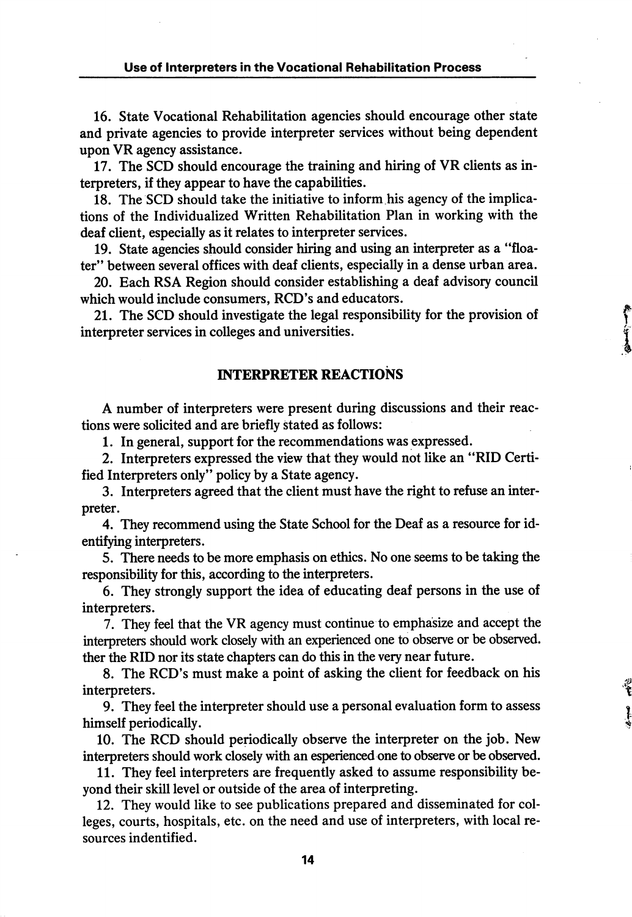16. State Vocational Rehabilitation agencies should encourage other state and private agencies to provide interpreter services without being dependent upon VR agency assistance.

17. The SCD should encourage the training and hiring of VR clients as interpreters, if they appear to have the capabilities.

18. The SCD should take the initiative to inform his agency of the implications of the Individualized Written Rehabilitation Plan in working with the deaf client, especially as it relates to interpreter services.

19. State agencies should consider hiring and using an interpreter as a "floater" between several offices with deaf clients, especially in a dense urban area.

20. Each RSA Region should consider establishing a deaf advisory council which would include consumers, RCD's and educators.

21. The SCD should investigate the legal responsibility for the provision of interpreter services in colleges and universities.

## INTERPRETER REACTIONS

A number of interpreters were present during discussions and their reactions were solicited and are briefly stated as follows:

1. In general, support for the recommendations was expressed.

2. Interpreters expressed the view that they would not like an "RID Certified Interpreters only" policy by a State agency.

3. Interpreters agreed that the client must have the right to refuse an interpreter.

4. They recommend using the State School for the Deaf as a resource for identifying interpreters.

5. There needs to be more emphasis on ethics. No one seems to be taking the responsibility for this, according to the interpreters.

6. They strongly support the idea of educating deaf persons in the use of interpreters.

7. They feel that the VR agency must continue to emphasize and accept the interpreters should work closely with an experienced one to observe or be observed. ther the RID nor its state chapters can do this in the very near future.

8. The RCD's must make a point of asking the client for feedback on his interpreters.

9. They feel the interpreter should use a personal evaluation form to assess himself periodically.

10. The RCD should periodically observe the interpreter on the job. New interpreters should work closely with an esperienced one to observe or be observed.

11. They feel interpreters are frequently asked to assume responsibility beyond their skill level or outside of the area of interpreting.

12. They would like to see publications prepared and disseminated for colleges, courts, hospitals, etc. on the need and use of interpreters, with local resources indentified.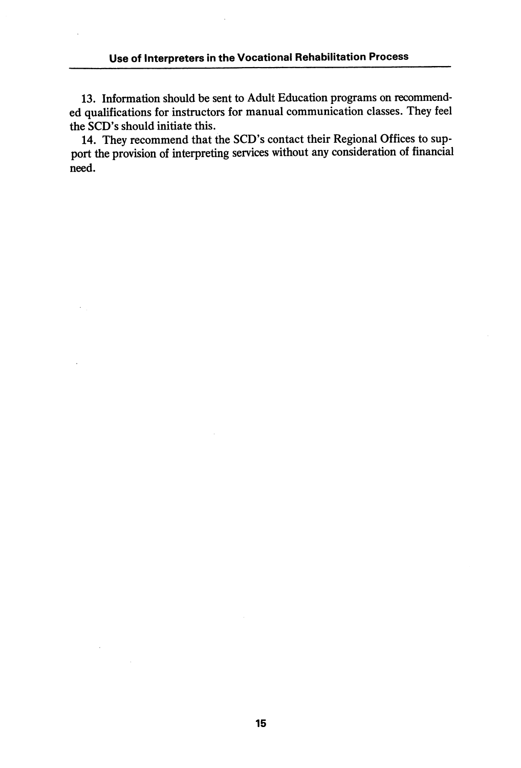13. Information should be sent to Adult Education programs on recommended qualifications for instructors for manual communication classes. They feel the SCD's should initiate this.

14. They recommend that the SCD's contact their Regional Offices to support the provision of interpreting services without any consideration of financial need.